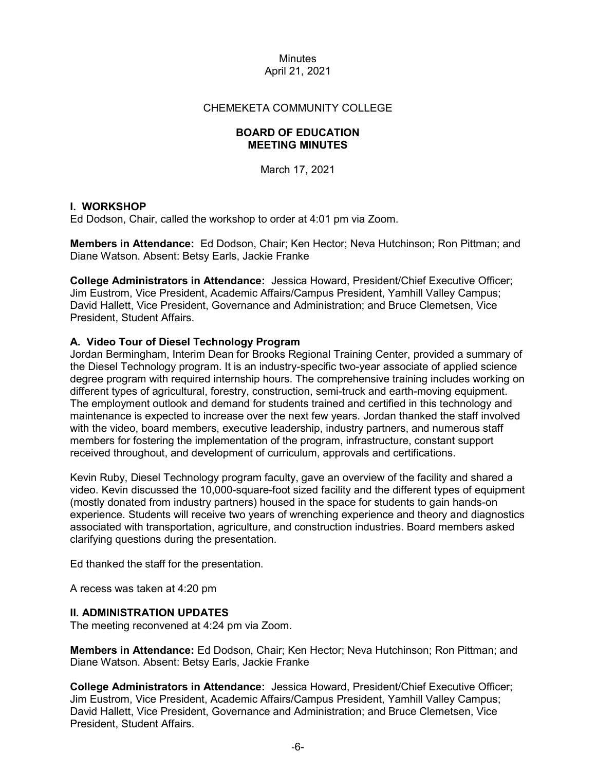Minutes
April 21, 2021

CHEMEKETA COMMUNITY COLLEGE

**BOARD OF EDUCATION**
**MEETING MINUTES**

March 17, 2021

## I. WORKSHOP

Ed Dodson, Chair, called the workshop to order at 4:01 pm via Zoom.

**Members in Attendance:** Ed Dodson, Chair; Ken Hector; Neva Hutchinson; Ron Pittman; and Diane Watson. Absent: Betsy Earls, Jackie Franke

**College Administrators in Attendance:** Jessica Howard, President/Chief Executive Officer; Jim Eustrom, Vice President, Academic Affairs/Campus President, Yamhill Valley Campus; David Hallett, Vice President, Governance and Administration; and Bruce Clemetsen, Vice President, Student Affairs.

### A. Video Tour of Diesel Technology Program

Jordan Bermingham, Interim Dean for Brooks Regional Training Center, provided a summary of the Diesel Technology program. It is an industry-specific two-year associate of applied science degree program with required internship hours. The comprehensive training includes working on different types of agricultural, forestry, construction, semi-truck and earth-moving equipment. The employment outlook and demand for students trained and certified in this technology and maintenance is expected to increase over the next few years. Jordan thanked the staff involved with the video, board members, executive leadership, industry partners, and numerous staff members for fostering the implementation of the program, infrastructure, constant support received throughout, and development of curriculum, approvals and certifications.

Kevin Ruby, Diesel Technology program faculty, gave an overview of the facility and shared a video. Kevin discussed the 10,000-square-foot sized facility and the different types of equipment (mostly donated from industry partners) housed in the space for students to gain hands-on experience. Students will receive two years of wrenching experience and theory and diagnostics associated with transportation, agriculture, and construction industries. Board members asked clarifying questions during the presentation.

Ed thanked the staff for the presentation.

A recess was taken at 4:20 pm

## II. ADMINISTRATION UPDATES

The meeting reconvened at 4:24 pm via Zoom.

**Members in Attendance:** Ed Dodson, Chair; Ken Hector; Neva Hutchinson; Ron Pittman; and Diane Watson. Absent: Betsy Earls, Jackie Franke

**College Administrators in Attendance:** Jessica Howard, President/Chief Executive Officer; Jim Eustrom, Vice President, Academic Affairs/Campus President, Yamhill Valley Campus; David Hallett, Vice President, Governance and Administration; and Bruce Clemetsen, Vice President, Student Affairs.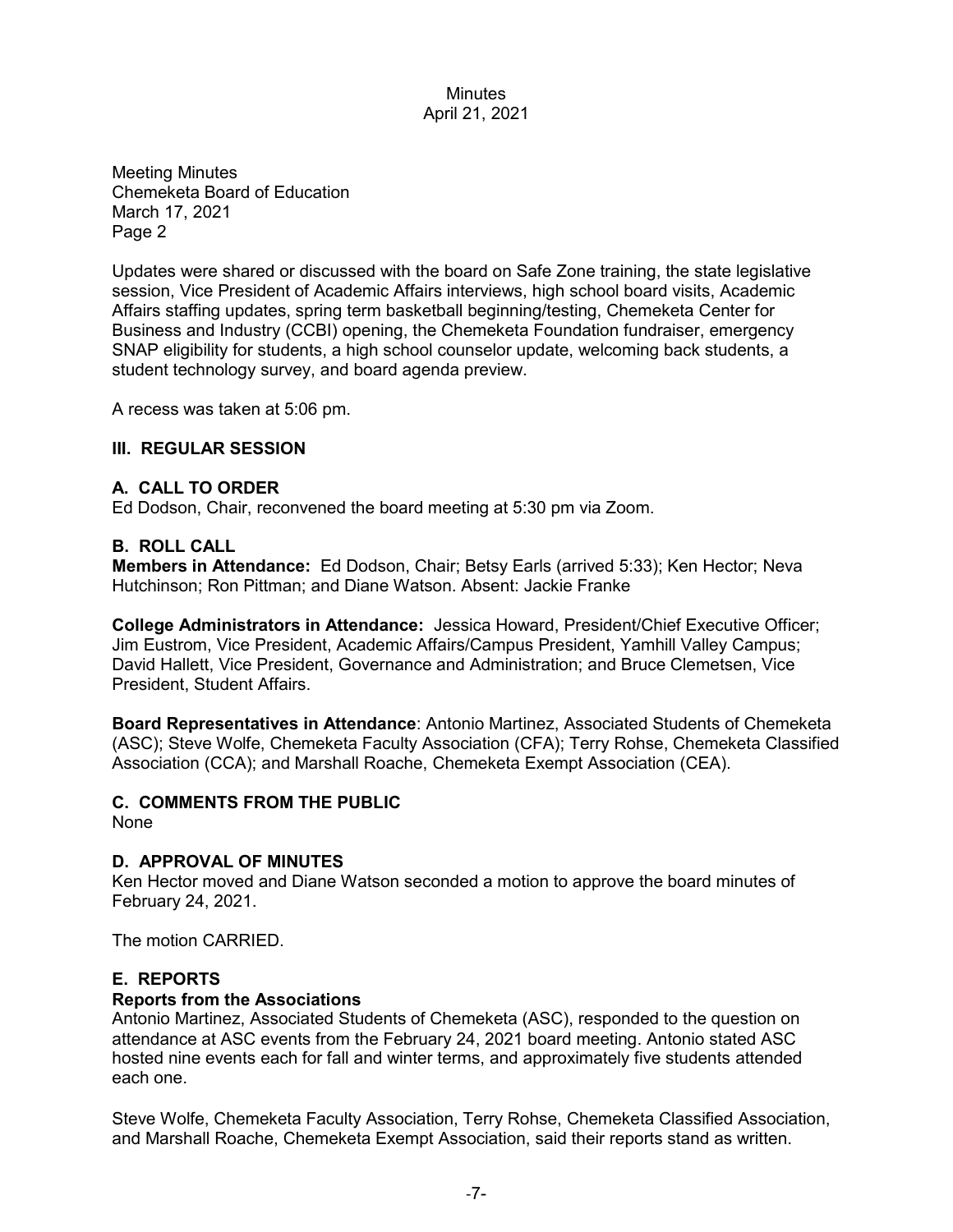Meeting Minutes
Chemeketa Board of Education
March 17, 2021
Page 2

Updates were shared or discussed with the board on Safe Zone training, the state legislative session, Vice President of Academic Affairs interviews, high school board visits, Academic Affairs staffing updates, spring term basketball beginning/testing, Chemeketa Center for Business and Industry (CCBI) opening, the Chemeketa Foundation fundraiser, emergency SNAP eligibility for students, a high school counselor update, welcoming back students, a student technology survey, and board agenda preview.

A recess was taken at 5:06 pm.

## III. REGULAR SESSION

### A. CALL TO ORDER

Ed Dodson, Chair, reconvened the board meeting at 5:30 pm via Zoom.

### B. ROLL CALL

**Members in Attendance:** Ed Dodson, Chair; Betsy Earls (arrived 5:33); Ken Hector; Neva Hutchinson; Ron Pittman; and Diane Watson. Absent: Jackie Franke

**College Administrators in Attendance:** Jessica Howard, President/Chief Executive Officer; Jim Eustrom, Vice President, Academic Affairs/Campus President, Yamhill Valley Campus; David Hallett, Vice President, Governance and Administration; and Bruce Clemetsen, Vice President, Student Affairs.

**Board Representatives in Attendance**: Antonio Martinez, Associated Students of Chemeketa (ASC); Steve Wolfe, Chemeketa Faculty Association (CFA); Terry Rohse, Chemeketa Classified Association (CCA); and Marshall Roache, Chemeketa Exempt Association (CEA).

### C. COMMENTS FROM THE PUBLIC

None

### D. APPROVAL OF MINUTES

Ken Hector moved and Diane Watson seconded a motion to approve the board minutes of February 24, 2021.

The motion CARRIED.

### E. REPORTS

**Reports from the Associations**

Antonio Martinez, Associated Students of Chemeketa (ASC), responded to the question on attendance at ASC events from the February 24, 2021 board meeting. Antonio stated ASC hosted nine events each for fall and winter terms, and approximately five students attended each one.

Steve Wolfe, Chemeketa Faculty Association, Terry Rohse, Chemeketa Classified Association, and Marshall Roache, Chemeketa Exempt Association, said their reports stand as written.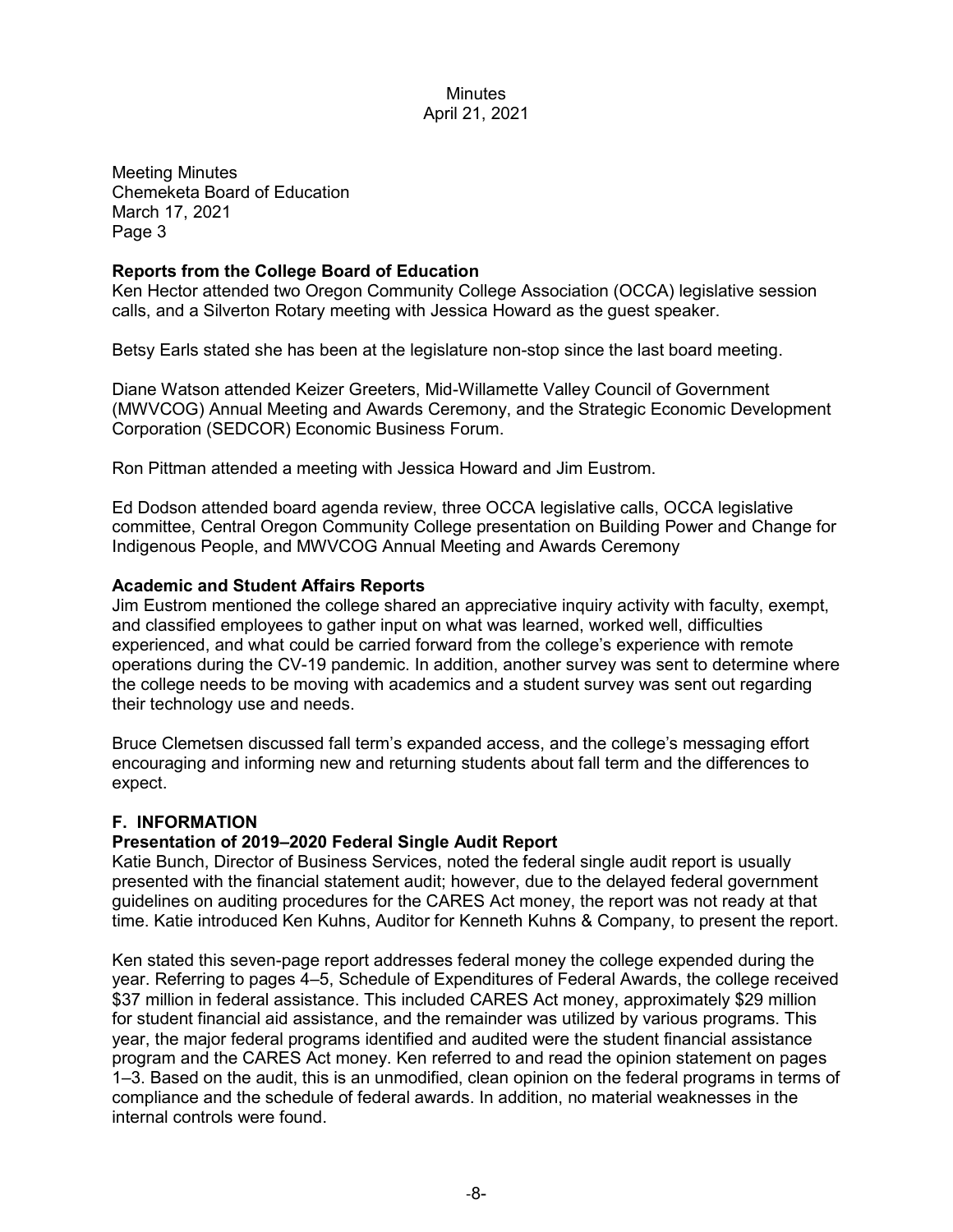Meeting Minutes
Chemeketa Board of Education
March 17, 2021
Page 3

**Reports from the College Board of Education**
Ken Hector attended two Oregon Community College Association (OCCA) legislative session calls, and a Silverton Rotary meeting with Jessica Howard as the guest speaker.

Betsy Earls stated she has been at the legislature non-stop since the last board meeting.

Diane Watson attended Keizer Greeters, Mid-Willamette Valley Council of Government (MWVCOG) Annual Meeting and Awards Ceremony, and the Strategic Economic Development Corporation (SEDCOR) Economic Business Forum.

Ron Pittman attended a meeting with Jessica Howard and Jim Eustrom.

Ed Dodson attended board agenda review, three OCCA legislative calls, OCCA legislative committee, Central Oregon Community College presentation on Building Power and Change for Indigenous People, and MWVCOG Annual Meeting and Awards Ceremony

**Academic and Student Affairs Reports**
Jim Eustrom mentioned the college shared an appreciative inquiry activity with faculty, exempt, and classified employees to gather input on what was learned, worked well, difficulties experienced, and what could be carried forward from the college's experience with remote operations during the CV-19 pandemic. In addition, another survey was sent to determine where the college needs to be moving with academics and a student survey was sent out regarding their technology use and needs.

Bruce Clemetsen discussed fall term's expanded access, and the college's messaging effort encouraging and informing new and returning students about fall term and the differences to expect.

## F. INFORMATION

**Presentation of 2019–2020 Federal Single Audit Report**
Katie Bunch, Director of Business Services, noted the federal single audit report is usually presented with the financial statement audit; however, due to the delayed federal government guidelines on auditing procedures for the CARES Act money, the report was not ready at that time. Katie introduced Ken Kuhns, Auditor for Kenneth Kuhns & Company, to present the report.

Ken stated this seven-page report addresses federal money the college expended during the year. Referring to pages 4–5, Schedule of Expenditures of Federal Awards, the college received $37 million in federal assistance. This included CARES Act money, approximately $29 million for student financial aid assistance, and the remainder was utilized by various programs. This year, the major federal programs identified and audited were the student financial assistance program and the CARES Act money. Ken referred to and read the opinion statement on pages 1–3. Based on the audit, this is an unmodified, clean opinion on the federal programs in terms of compliance and the schedule of federal awards. In addition, no material weaknesses in the internal controls were found.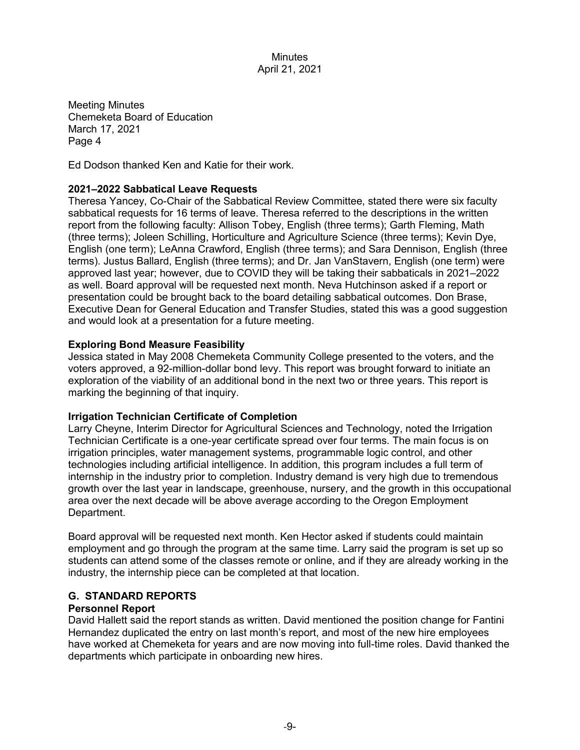Meeting Minutes
Chemeketa Board of Education
March 17, 2021
Page 4

Ed Dodson thanked Ken and Katie for their work.

**2021–2022 Sabbatical Leave Requests**

Theresa Yancey, Co-Chair of the Sabbatical Review Committee, stated there were six faculty sabbatical requests for 16 terms of leave. Theresa referred to the descriptions in the written report from the following faculty: Allison Tobey, English (three terms); Garth Fleming, Math (three terms); Joleen Schilling, Horticulture and Agriculture Science (three terms); Kevin Dye, English (one term); LeAnna Crawford, English (three terms); and Sara Dennison, English (three terms). Justus Ballard, English (three terms); and Dr. Jan VanStavern, English (one term) were approved last year; however, due to COVID they will be taking their sabbaticals in 2021–2022 as well. Board approval will be requested next month. Neva Hutchinson asked if a report or presentation could be brought back to the board detailing sabbatical outcomes. Don Brase, Executive Dean for General Education and Transfer Studies, stated this was a good suggestion and would look at a presentation for a future meeting.

**Exploring Bond Measure Feasibility**

Jessica stated in May 2008 Chemeketa Community College presented to the voters, and the voters approved, a 92-million-dollar bond levy. This report was brought forward to initiate an exploration of the viability of an additional bond in the next two or three years. This report is marking the beginning of that inquiry.

**Irrigation Technician Certificate of Completion**

Larry Cheyne, Interim Director for Agricultural Sciences and Technology, noted the Irrigation Technician Certificate is a one-year certificate spread over four terms. The main focus is on irrigation principles, water management systems, programmable logic control, and other technologies including artificial intelligence. In addition, this program includes a full term of internship in the industry prior to completion. Industry demand is very high due to tremendous growth over the last year in landscape, greenhouse, nursery, and the growth in this occupational area over the next decade will be above average according to the Oregon Employment Department.

Board approval will be requested next month. Ken Hector asked if students could maintain employment and go through the program at the same time. Larry said the program is set up so students can attend some of the classes remote or online, and if they are already working in the industry, the internship piece can be completed at that location.

## G. STANDARD REPORTS

**Personnel Report**

David Hallett said the report stands as written. David mentioned the position change for Fantini Hernandez duplicated the entry on last month's report, and most of the new hire employees have worked at Chemeketa for years and are now moving into full-time roles. David thanked the departments which participate in onboarding new hires.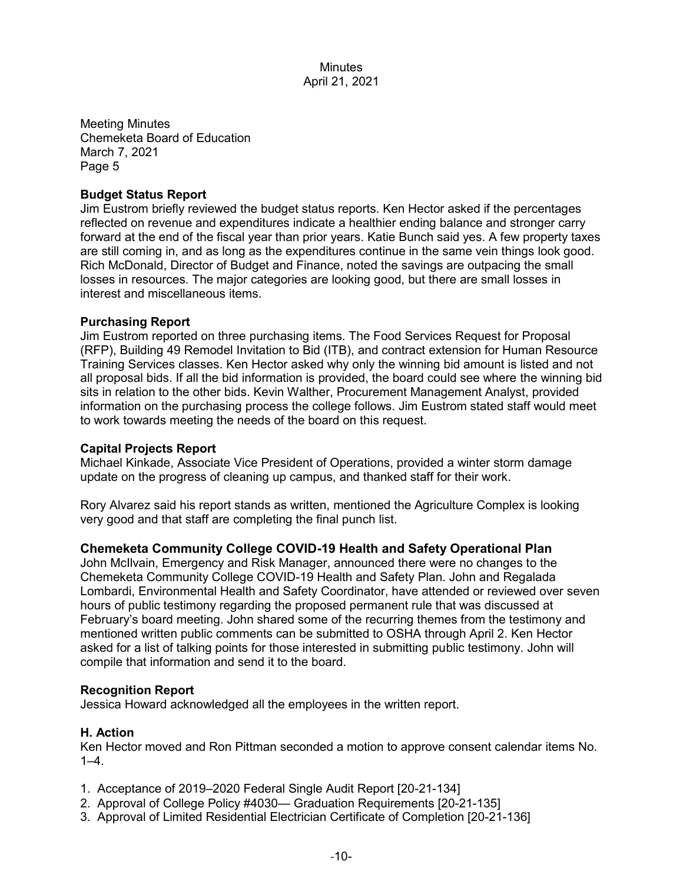Meeting Minutes
Chemeketa Board of Education
March 7, 2021
Page 5

**Budget Status Report**
Jim Eustrom briefly reviewed the budget status reports. Ken Hector asked if the percentages reflected on revenue and expenditures indicate a healthier ending balance and stronger carry forward at the end of the fiscal year than prior years. Katie Bunch said yes. A few property taxes are still coming in, and as long as the expenditures continue in the same vein things look good. Rich McDonald, Director of Budget and Finance, noted the savings are outpacing the small losses in resources. The major categories are looking good, but there are small losses in interest and miscellaneous items.

**Purchasing Report**
Jim Eustrom reported on three purchasing items. The Food Services Request for Proposal (RFP), Building 49 Remodel Invitation to Bid (ITB), and contract extension for Human Resource Training Services classes. Ken Hector asked why only the winning bid amount is listed and not all proposal bids. If all the bid information is provided, the board could see where the winning bid sits in relation to the other bids. Kevin Walther, Procurement Management Analyst, provided information on the purchasing process the college follows. Jim Eustrom stated staff would meet to work towards meeting the needs of the board on this request.

**Capital Projects Report**
Michael Kinkade, Associate Vice President of Operations, provided a winter storm damage update on the progress of cleaning up campus, and thanked staff for their work.

Rory Alvarez said his report stands as written, mentioned the Agriculture Complex is looking very good and that staff are completing the final punch list.

**Chemeketa Community College COVID-19 Health and Safety Operational Plan**
John McIlvain, Emergency and Risk Manager, announced there were no changes to the Chemeketa Community College COVID-19 Health and Safety Plan. John and Regalada Lombardi, Environmental Health and Safety Coordinator, have attended or reviewed over seven hours of public testimony regarding the proposed permanent rule that was discussed at February's board meeting. John shared some of the recurring themes from the testimony and mentioned written public comments can be submitted to OSHA through April 2. Ken Hector asked for a list of talking points for those interested in submitting public testimony. John will compile that information and send it to the board.

**Recognition Report**
Jessica Howard acknowledged all the employees in the written report.

**H. Action**
Ken Hector moved and Ron Pittman seconded a motion to approve consent calendar items No. 1–4.

1. Acceptance of 2019–2020 Federal Single Audit Report [20-21-134]
2. Approval of College Policy #4030— Graduation Requirements [20-21-135]
3. Approval of Limited Residential Electrician Certificate of Completion [20-21-136]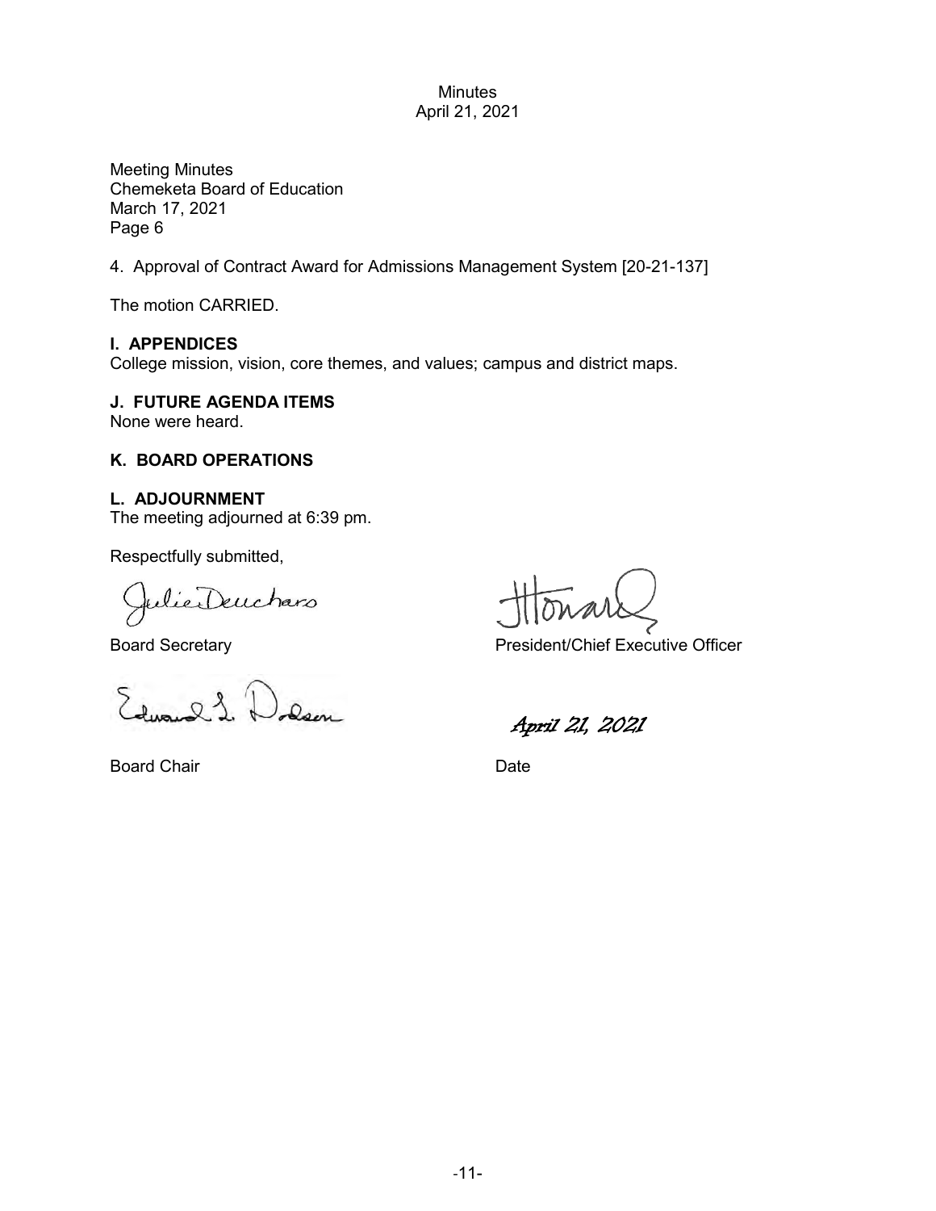Meeting Minutes
Chemeketa Board of Education
March 17, 2021
Page 6

4. Approval of Contract Award for Admissions Management System [20-21-137]

The motion CARRIED.

**I. APPENDICES**
College mission, vision, core themes, and values; campus and district maps.

**J. FUTURE AGENDA ITEMS**
None were heard.

**K. BOARD OPERATIONS**

**L. ADJOURNMENT**
The meeting adjourned at 6:39 pm.

Respectfully submitted,

Julie Deuchars

Board Secretary

JHoward

President/Chief Executive Officer

Edward L. Dodson

Board Chair

*April 21, 2021*

Date